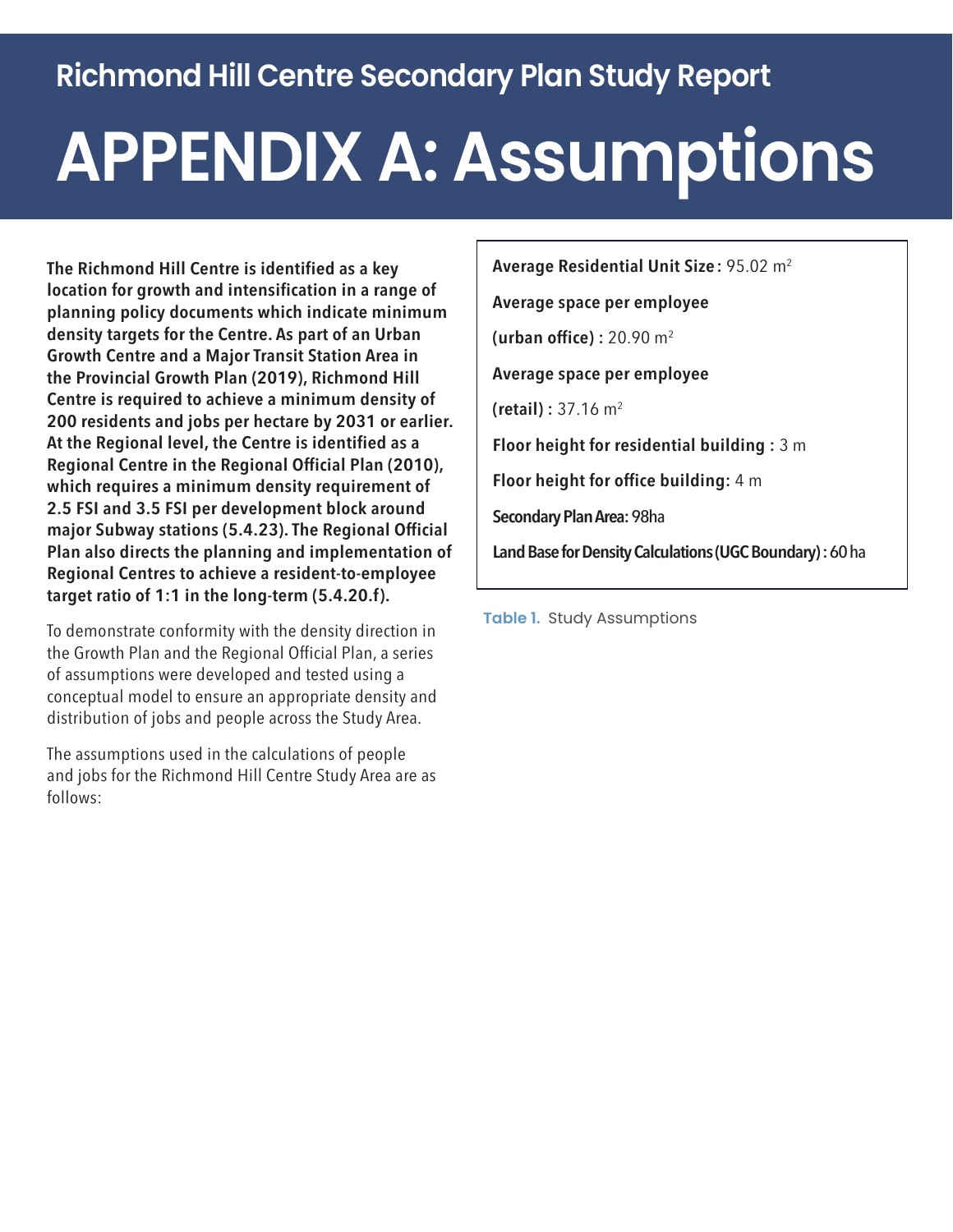# Richmond Hill Centre Secondary Plan Study Report

# APPENDIX A: Assumptions

**The Richmond Hill Centre is identified as a key location for growth and intensification in a range of planning policy documents which indicate minimum density targets for the Centre. As part of an Urban Growth Centre and a Major Transit Station Area in the Provincial Growth Plan (2019), Richmond Hill Centre is required to achieve a minimum density of 200 residents and jobs per hectare by 2031 or earlier. At the Regional level, the Centre is identified as a Regional Centre in the Regional Official Plan (2010), which requires a minimum density requirement of 2.5 FSI and 3.5 FSI per development block around major Subway stations (5.4.23). The Regional Official Plan also directs the planning and implementation of Regional Centres to achieve a resident-to-employee target ratio of 1:1 in the long-term (5.4.20.f).**

To demonstrate conformity with the density direction in the Growth Plan and the Regional Official Plan, a series of assumptions were developed and tested using a conceptual model to ensure an appropriate density and distribution of jobs and people across the Study Area.

The assumptions used in the calculations of people and jobs for the Richmond Hill Centre Study Area are as follows:

**Average Residential Unit Size :** 95.02 $m^2$

**Average space per employee (urban office) :** 20.90 $m^2$

**Average space per employee (retail) :** 37.16 $m^2$

**Floor height for residential building :** 3 m

**Floor height for office building:** 4 m

**Secondary Plan Area:** 98ha

**Land Base for Density Calculations (UGC Boundary) :** 60 ha

**Table 1.** Study Assumptions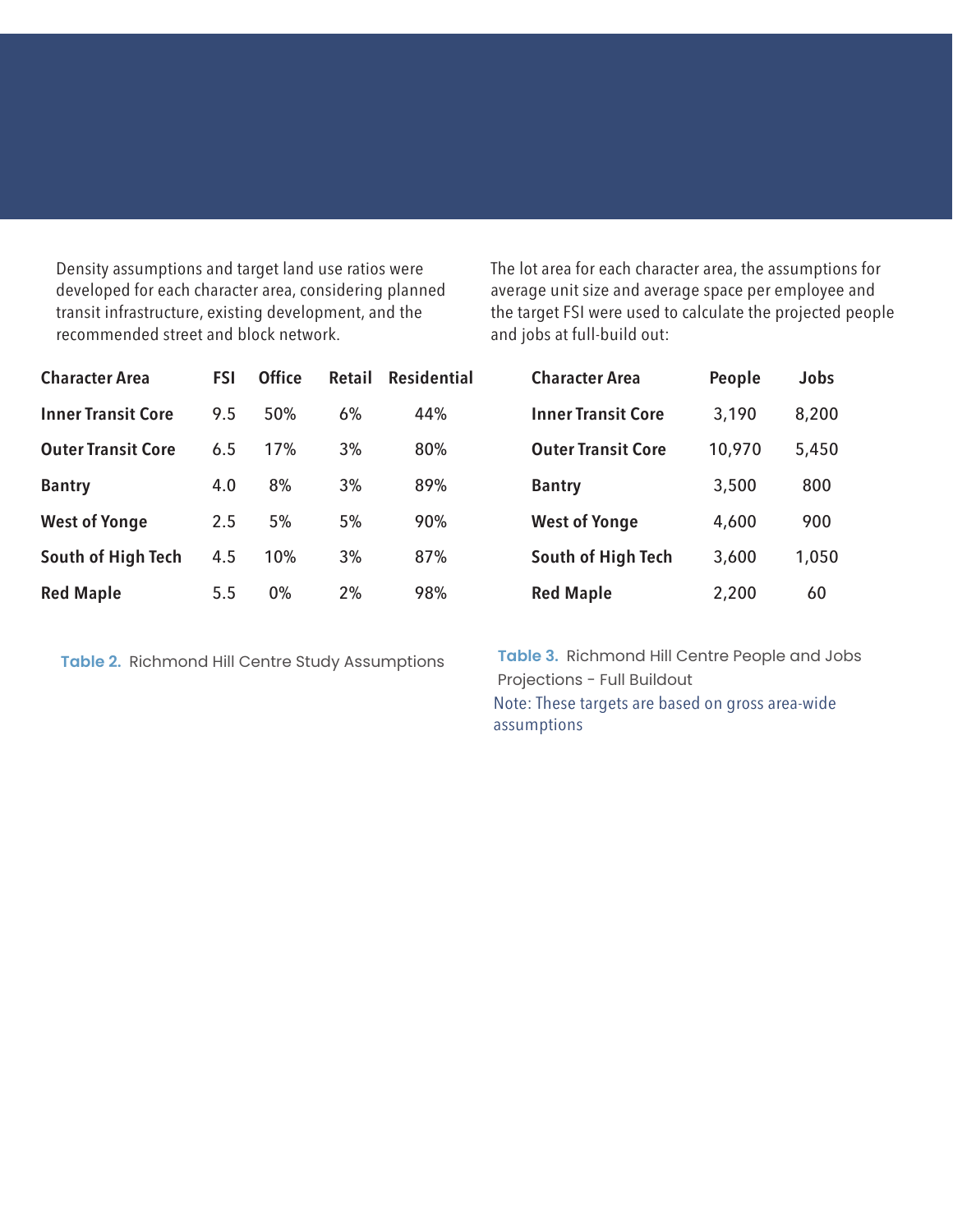Density assumptions and target land use ratios were developed for each character area, considering planned transit infrastructure, existing development, and the recommended street and block network.

| Character Area | FSI | Office | Retail | Residential |
|---|---|---|---|---|
| **Inner Transit Core** | 9.5 | 50% | 6% | 44% |
| **Outer Transit Core** | 6.5 | 17% | 3% | 80% |
| **Bantry** | 4.0 | 8% | 3% | 89% |
| **West of Yonge** | 2.5 | 5% | 5% | 90% |
| **South of High Tech** | 4.5 | 10% | 3% | 87% |
| **Red Maple** | 5.5 | 0% | 2% | 98% |

**Table 2.** Richmond Hill Centre Study Assumptions

The lot area for each character area, the assumptions for average unit size and average space per employee and the target FSI were used to calculate the projected people and jobs at full-build out:

| Character Area | People | Jobs |
|---|---|---|
| **Inner Transit Core** | 3,190 | 8,200 |
| **Outer Transit Core** | 10,970 | 5,450 |
| **Bantry** | 3,500 | 800 |
| **West of Yonge** | 4,600 | 900 |
| **South of High Tech** | 3,600 | 1,050 |
| **Red Maple** | 2,200 | 60 |

**Table 3.** Richmond Hill Centre People and Jobs Projections - Full Buildout

Note: These targets are based on gross area-wide assumptions